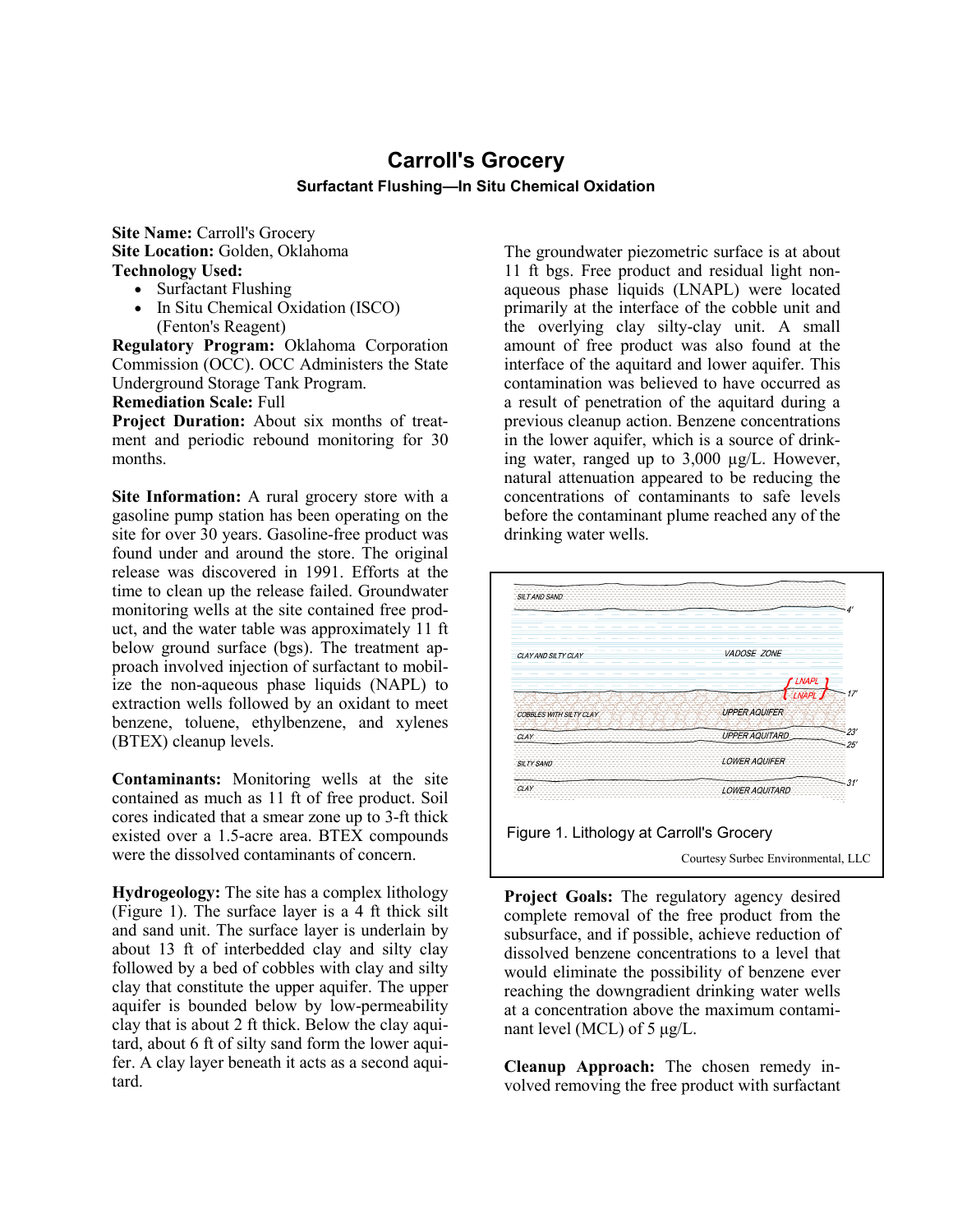# Carroll's Grocery

## Surfactant Flushing—In Situ Chemical Oxidation

**Site Name:** Carroll's Grocery
**Site Location:** Golden, Oklahoma
**Technology Used:**

- Surfactant Flushing
- In Situ Chemical Oxidation (ISCO) (Fenton's Reagent)

**Regulatory Program:** Oklahoma Corporation Commission (OCC). OCC Administers the State Underground Storage Tank Program.
**Remediation Scale:** Full
**Project Duration:** About six months of treatment and periodic rebound monitoring for 30 months.

**Site Information:** A rural grocery store with a gasoline pump station has been operating on the site for over 30 years. Gasoline-free product was found under and around the store. The original release was discovered in 1991. Efforts at the time to clean up the release failed. Groundwater monitoring wells at the site contained free product, and the water table was approximately 11 ft below ground surface (bgs). The treatment approach involved injection of surfactant to mobilize the non-aqueous phase liquids (NAPL) to extraction wells followed by an oxidant to meet benzene, toluene, ethylbenzene, and xylenes (BTEX) cleanup levels.

**Contaminants:** Monitoring wells at the site contained as much as 11 ft of free product. Soil cores indicated that a smear zone up to 3-ft thick existed over a 1.5-acre area. BTEX compounds were the dissolved contaminants of concern.

**Hydrogeology:** The site has a complex lithology (Figure 1). The surface layer is a 4 ft thick silt and sand unit. The surface layer is underlain by about 13 ft of interbedded clay and silty clay followed by a bed of cobbles with clay and silty clay that constitute the upper aquifer. The upper aquifer is bounded below by low-permeability clay that is about 2 ft thick. Below the clay aquitard, about 6 ft of silty sand form the lower aquifer. A clay layer beneath it acts as a second aquitard.

The groundwater piezometric surface is at about 11 ft bgs. Free product and residual light non-aqueous phase liquids (LNAPL) were located primarily at the interface of the cobble unit and the overlying clay silty-clay unit. A small amount of free product was also found at the interface of the aquitard and lower aquifer. This contamination was believed to have occurred as a result of penetration of the aquitard during a previous cleanup action. Benzene concentrations in the lower aquifer, which is a source of drinking water, ranged up to 3,000 µg/L. However, natural attenuation appeared to be reducing the concentrations of contaminants to safe levels before the contaminant plume reached any of the drinking water wells.

Figure 1. Lithology at Carroll's Grocery

Courtesy Surbec Environmental, LLC

**Project Goals:** The regulatory agency desired complete removal of the free product from the subsurface, and if possible, achieve reduction of dissolved benzene concentrations to a level that would eliminate the possibility of benzene ever reaching the downgradient drinking water wells at a concentration above the maximum contaminant level (MCL) of 5 µg/L.

**Cleanup Approach:** The chosen remedy involved removing the free product with surfactant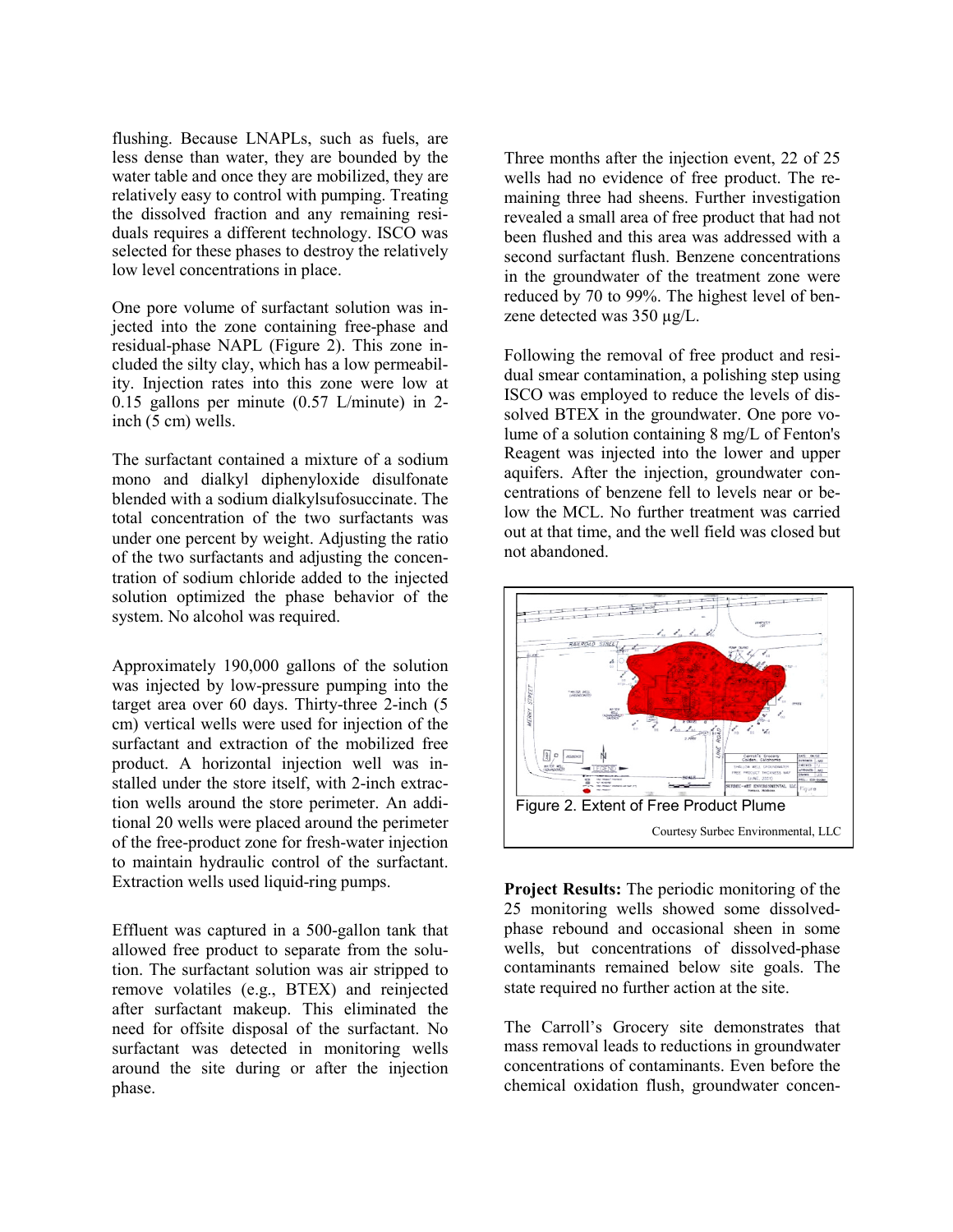flushing. Because LNAPLs, such as fuels, are less dense than water, they are bounded by the water table and once they are mobilized, they are relatively easy to control with pumping. Treating the dissolved fraction and any remaining residuals requires a different technology. ISCO was selected for these phases to destroy the relatively low level concentrations in place.

One pore volume of surfactant solution was injected into the zone containing free-phase and residual-phase NAPL (Figure 2). This zone included the silty clay, which has a low permeability. Injection rates into this zone were low at 0.15 gallons per minute (0.57 L/minute) in 2-inch (5 cm) wells.

The surfactant contained a mixture of a sodium mono and dialkyl diphenyloxide disulfonate blended with a sodium dialkylsufosuccinate. The total concentration of the two surfactants was under one percent by weight. Adjusting the ratio of the two surfactants and adjusting the concentration of sodium chloride added to the injected solution optimized the phase behavior of the system. No alcohol was required.

Approximately 190,000 gallons of the solution was injected by low-pressure pumping into the target area over 60 days. Thirty-three 2-inch (5 cm) vertical wells were used for injection of the surfactant and extraction of the mobilized free product. A horizontal injection well was installed under the store itself, with 2-inch extraction wells around the store perimeter. An additional 20 wells were placed around the perimeter of the free-product zone for fresh-water injection to maintain hydraulic control of the surfactant. Extraction wells used liquid-ring pumps.

Effluent was captured in a 500-gallon tank that allowed free product to separate from the solution. The surfactant solution was air stripped to remove volatiles (e.g., BTEX) and reinjected after surfactant makeup. This eliminated the need for offsite disposal of the surfactant. No surfactant was detected in monitoring wells around the site during or after the injection phase.

Three months after the injection event, 22 of 25 wells had no evidence of free product. The remaining three had sheens. Further investigation revealed a small area of free product that had not been flushed and this area was addressed with a second surfactant flush. Benzene concentrations in the groundwater of the treatment zone were reduced by 70 to 99%. The highest level of benzene detected was 350 µg/L.

Following the removal of free product and residual smear contamination, a polishing step using ISCO was employed to reduce the levels of dissolved BTEX in the groundwater. One pore volume of a solution containing 8 mg/L of Fenton's Reagent was injected into the lower and upper aquifers. After the injection, groundwater concentrations of benzene fell to levels near or below the MCL. No further treatment was carried out at that time, and the well field was closed but not abandoned.

Figure 2. Extent of Free Product Plume

Courtesy Surbec Environmental, LLC

**Project Results:** The periodic monitoring of the 25 monitoring wells showed some dissolved-phase rebound and occasional sheen in some wells, but concentrations of dissolved-phase contaminants remained below site goals. The state required no further action at the site.

The Carroll's Grocery site demonstrates that mass removal leads to reductions in groundwater concentrations of contaminants. Even before the chemical oxidation flush, groundwater concen-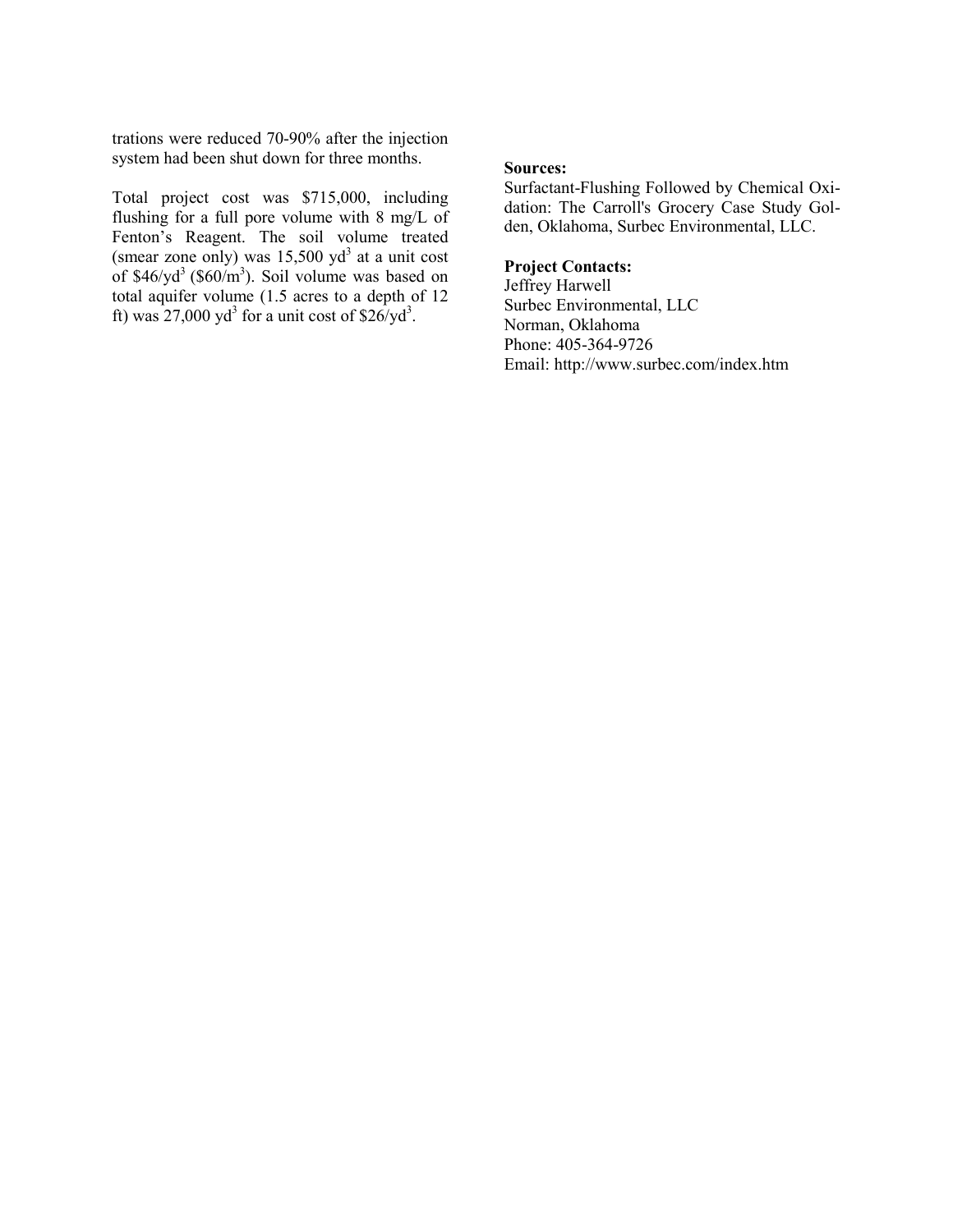trations were reduced 70-90% after the injection system had been shut down for three months.

Total project cost was \$715,000, including flushing for a full pore volume with 8 mg/L of Fenton's Reagent. The soil volume treated (smear zone only) was 15,500 $yd^3$ at a unit cost of \$46/$yd^3$ (\$60/$m^3$). Soil volume was based on total aquifer volume (1.5 acres to a depth of 12 ft) was 27,000 $yd^3$ for a unit cost of \$26/$yd^3$.

**Sources:**
Surfactant-Flushing Followed by Chemical Oxidation: The Carroll's Grocery Case Study Golden, Oklahoma, Surbec Environmental, LLC.

**Project Contacts:**
Jeffrey Harwell
Surbec Environmental, LLC
Norman, Oklahoma
Phone: 405-364-9726
Email: http://www.surbec.com/index.htm